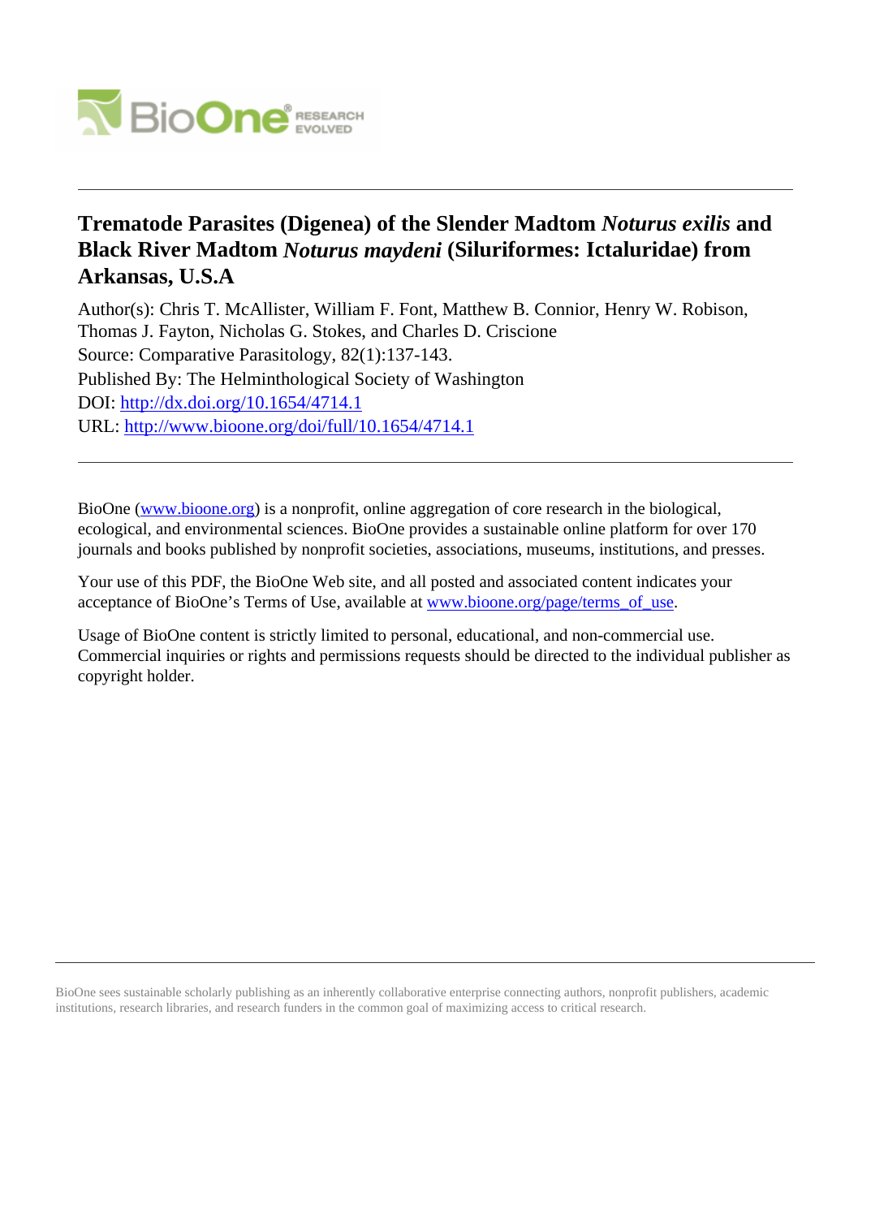# Trematode Parasites (Digenea) of the Slender Madtom *Noturus exilis* and Black River Madtom *Noturus maydeni* (Siluriformes: Ictaluridae) from Arkansas, U.S.A

Author(s): Chris T. McAllister, William F. Font, Matthew B. Connior, Henry W. Robison, Thomas J. Fayton, Nicholas G. Stokes, and Charles D. Criscione

Source: Comparative Parasitology, 82(1):137-143.

Published By: The Helminthological Society of Washington

DOI: http://dx.doi.org/10.1654/4714.1

URL: http://www.bioone.org/doi/full/10.1654/4714.1

---

BioOne (www.bioone.org) is a nonprofit, online aggregation of core research in the biological, ecological, and environmental sciences. BioOne provides a sustainable online platform for over 170 journals and books published by nonprofit societies, associations, museums, institutions, and presses.

Your use of this PDF, the BioOne Web site, and all posted and associated content indicates your acceptance of BioOne's Terms of Use, available at www.bioone.org/page/terms_of_use.

Usage of BioOne content is strictly limited to personal, educational, and non-commercial use. Commercial inquiries or rights and permissions requests should be directed to the individual publisher as copyright holder.

---

BioOne sees sustainable scholarly publishing as an inherently collaborative enterprise connecting authors, nonprofit publishers, academic institutions, research libraries, and research funders in the common goal of maximizing access to critical research.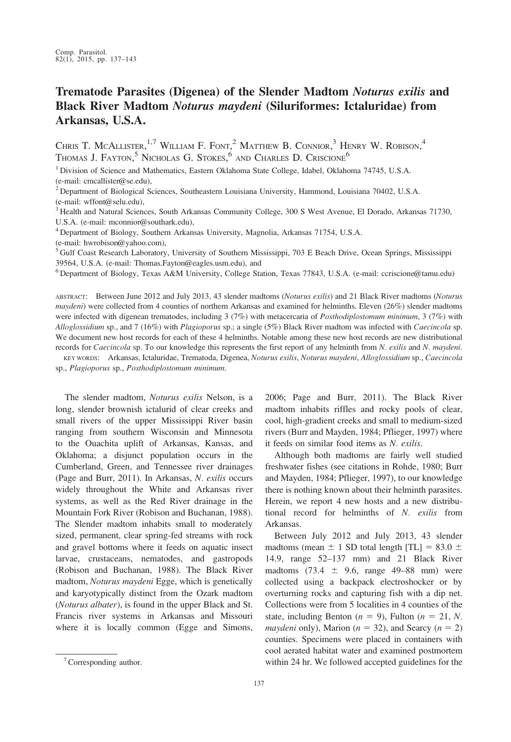# Trematode Parasites (Digenea) of the Slender Madtom *Noturus exilis* and Black River Madtom *Noturus maydeni* (Siluriformes: Ictaluridae) from Arkansas, U.S.A.

Chris T. McAllister,[1,7] William F. Font,[2] Matthew B. Connior,[3] Henry W. Robison,[4] Thomas J. Fayton,[5] Nicholas G. Stokes,[6] and Charles D. Criscione[6]

[1] Division of Science and Mathematics, Eastern Oklahoma State College, Idabel, Oklahoma 74745, U.S.A. (e-mail: cmcallister@se.edu),

[2] Department of Biological Sciences, Southeastern Louisiana University, Hammond, Louisiana 70402, U.S.A. (e-mail: wffont@selu.edu),

[3] Health and Natural Sciences, South Arkansas Community College, 300 S West Avenue, El Dorado, Arkansas 71730, U.S.A. (e-mail: mconnior@southark.edu),

[4] Department of Biology, Southern Arkansas University, Magnolia, Arkansas 71754, U.S.A. (e-mail: hwrobison@yahoo.com),

[5] Gulf Coast Research Laboratory, University of Southern Mississippi, 703 E Beach Drive, Ocean Springs, Mississippi 39564, U.S.A. (e-mail: Thomas.Fayton@eagles.usm.edu), and

[6] Department of Biology, Texas A&M University, College Station, Texas 77843, U.S.A. (e-mail: ccriscione@tamu.edu)

abstract: Between June 2012 and July 2013, 43 slender madtoms (*Noturus exilis*) and 21 Black River madtoms (*Noturus maydeni*) were collected from 4 counties of northern Arkansas and examined for helminths. Eleven (26%) slender madtoms were infected with digenean trematodes, including 3 (7%) with metacercaria of *Posthodiplostomum minimum*, 3 (7%) with *Alloglossidium* sp., and 7 (16%) with *Plagioporus* sp.; a single (5%) Black River madtom was infected with *Caecincola* sp. We document new host records for each of these 4 helminths. Notable among these new host records are new distributional records for *Caecincola* sp. To our knowledge this represents the first report of any helminth from *N. exilis* and *N. maydeni*.

key words: Arkansas, Ictaluridae, Trematoda, Digenea, *Noturus exilis*, *Noturus maydeni*, *Alloglossidium* sp., *Caecincola* sp., *Plagioporus* sp., *Posthodiplostomum minimum*.

The slender madtom, *Noturus exilis* Nelson, is a long, slender brownish ictalurid of clear creeks and small rivers of the upper Mississippi River basin ranging from southern Wisconsin and Minnesota to the Ouachita uplift of Arkansas, Kansas, and Oklahoma; a disjunct population occurs in the Cumberland, Green, and Tennessee river drainages (Page and Burr, 2011). In Arkansas, *N. exilis* occurs widely throughout the White and Arkansas river systems, as well as the Red River drainage in the Mountain Fork River (Robison and Buchanan, 1988). The Slender madtom inhabits small to moderately sized, permanent, clear spring-fed streams with rock and gravel bottoms where it feeds on aquatic insect larvae, crustaceans, nematodes, and gastropods (Robison and Buchanan, 1988). The Black River madtom, *Noturus maydeni* Egge, which is genetically and karyotypically distinct from the Ozark madtom (*Noturus albater*), is found in the upper Black and St. Francis river systems in Arkansas and Missouri where it is locally common (Egge and Simons, 2006; Page and Burr, 2011). The Black River madtom inhabits riffles and rocky pools of clear, cool, high-gradient creeks and small to medium-sized rivers (Burr and Mayden, 1984; Pflieger, 1997) where it feeds on similar food items as *N. exilis*.

Although both madtoms are fairly well studied freshwater fishes (see citations in Rohde, 1980; Burr and Mayden, 1984; Pflieger, 1997), to our knowledge there is nothing known about their helminth parasites. Herein, we report 4 new hosts and a new distributional record for helminths of *N. exilis* from Arkansas.

Between July 2012 and July 2013, 43 slender madtoms (mean $\pm$ 1 SD total length [TL] = 83.0 $\pm$ 14.9, range 52–137 mm) and 21 Black River madtoms (73.4 $\pm$ 9.6, range 49–88 mm) were collected using a backpack electroshocker or by overturning rocks and capturing fish with a dip net. Collections were from 5 localities in 4 counties of the state, including Benton ($n$ = 9), Fulton ($n$ = 21, *N. maydeni* only), Marion ($n$ = 32), and Searcy ($n$ = 2) counties. Specimens were placed in containers with cool aerated habitat water and examined postmortem within 24 hr. We followed accepted guidelines for the

[7] Corresponding author.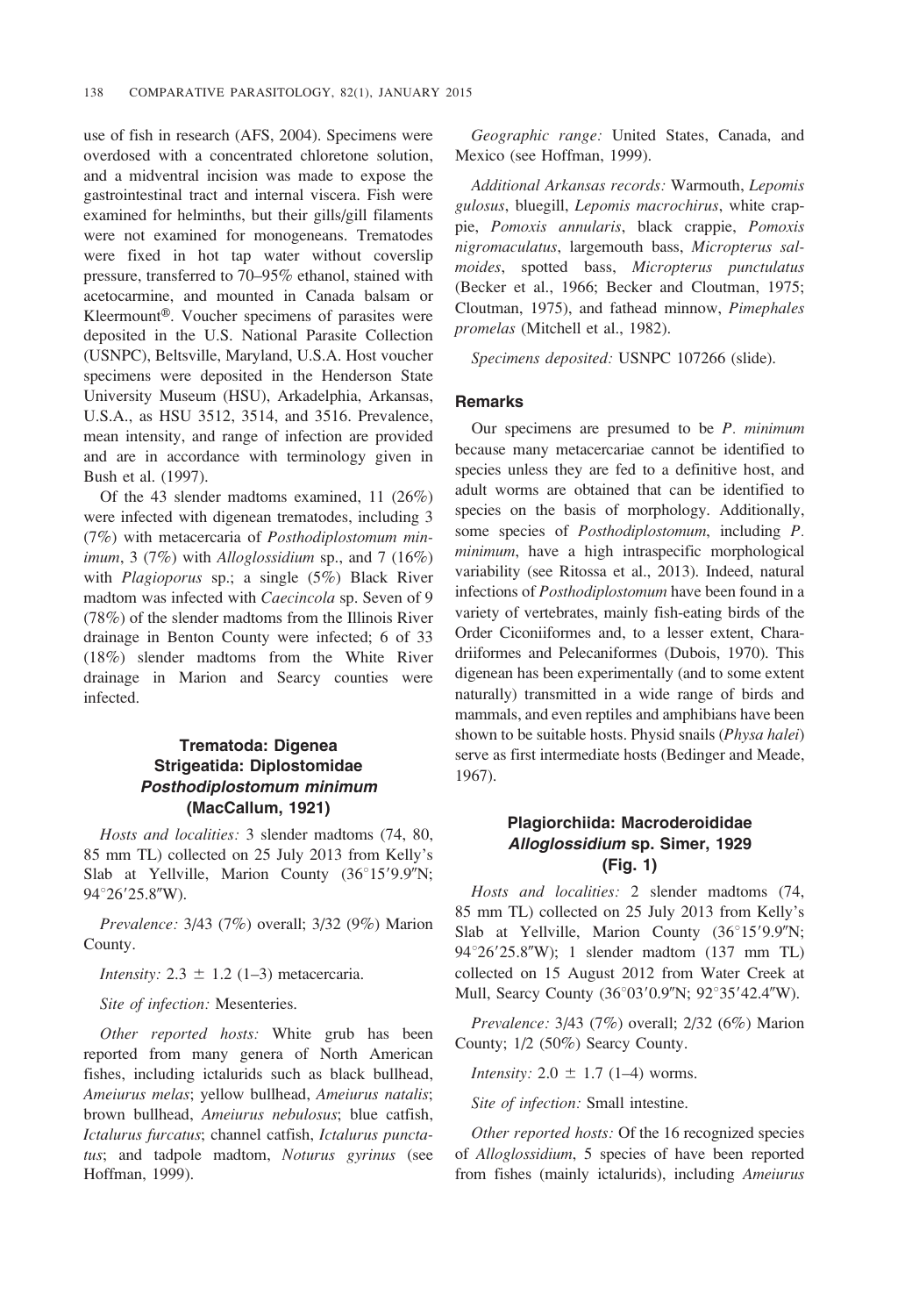use of fish in research (AFS, 2004). Specimens were overdosed with a concentrated chloretone solution, and a midventral incision was made to expose the gastrointestinal tract and internal viscera. Fish were examined for helminths, but their gills/gill filaments were not examined for monogeneans. Trematodes were fixed in hot tap water without coverslip pressure, transferred to 70–95% ethanol, stained with acetocarmine, and mounted in Canada balsam or Kleermount®. Voucher specimens of parasites were deposited in the U.S. National Parasite Collection (USNPC), Beltsville, Maryland, U.S.A. Host voucher specimens were deposited in the Henderson State University Museum (HSU), Arkadelphia, Arkansas, U.S.A., as HSU 3512, 3514, and 3516. Prevalence, mean intensity, and range of infection are provided and are in accordance with terminology given in Bush et al. (1997).

Of the 43 slender madtoms examined, 11 (26%) were infected with digenean trematodes, including 3 (7%) with metacercaria of *Posthodiplostomum minimum*, 3 (7%) with *Alloglossidium* sp., and 7 (16%) with *Plagioporus* sp.; a single (5%) Black River madtom was infected with *Caecincola* sp. Seven of 9 (78%) of the slender madtoms from the Illinois River drainage in Benton County were infected; 6 of 33 (18%) slender madtoms from the White River drainage in Marion and Searcy counties were infected.

### Trematoda: Digenea
### Strigeatida: Diplostomidae
### *Posthodiplostomum minimum* (MacCallum, 1921)

*Hosts and localities:* 3 slender madtoms (74, 80, 85 mm TL) collected on 25 July 2013 from Kelly's Slab at Yellville, Marion County (36°15′9.9″N; 94°26′25.8″W).

*Prevalence:* 3/43 (7%) overall; 3/32 (9%) Marion County.

*Intensity:* 2.3 ± 1.2 (1–3) metacercaria.

*Site of infection:* Mesenteries.

*Other reported hosts:* White grub has been reported from many genera of North American fishes, including ictalurids such as black bullhead, *Ameiurus melas*; yellow bullhead, *Ameiurus natalis*; brown bullhead, *Ameiurus nebulosus*; blue catfish, *Ictalurus furcatus*; channel catfish, *Ictalurus punctatus*; and tadpole madtom, *Noturus gyrinus* (see Hoffman, 1999).

*Geographic range:* United States, Canada, and Mexico (see Hoffman, 1999).

*Additional Arkansas records:* Warmouth, *Lepomis gulosus*, bluegill, *Lepomis macrochirus*, white crappie, *Pomoxis annularis*, black crappie, *Pomoxis nigromaculatus*, largemouth bass, *Micropterus salmoides*, spotted bass, *Micropterus punctulatus* (Becker et al., 1966; Becker and Cloutman, 1975; Cloutman, 1975), and fathead minnow, *Pimephales promelas* (Mitchell et al., 1982).

*Specimens deposited:* USNPC 107266 (slide).

#### Remarks

Our specimens are presumed to be *P. minimum* because many metacercariae cannot be identified to species unless they are fed to a definitive host, and adult worms are obtained that can be identified to species on the basis of morphology. Additionally, some species of *Posthodiplostomum*, including *P. minimum*, have a high intraspecific morphological variability (see Ritossa et al., 2013). Indeed, natural infections of *Posthodiplostomum* have been found in a variety of vertebrates, mainly fish-eating birds of the Order Ciconiiformes and, to a lesser extent, Charadriiformes and Pelecaniformes (Dubois, 1970). This digenean has been experimentally (and to some extent naturally) transmitted in a wide range of birds and mammals, and even reptiles and amphibians have been shown to be suitable hosts. Physid snails (*Physa halei*) serve as first intermediate hosts (Bedinger and Meade, 1967).

### Plagiorchiida: Macroderoididae
### *Alloglossidium* sp. Simer, 1929 (Fig. 1)

*Hosts and localities:* 2 slender madtoms (74, 85 mm TL) collected on 25 July 2013 from Kelly's Slab at Yellville, Marion County (36°15′9.9″N; 94°26′25.8″W); 1 slender madtom (137 mm TL) collected on 15 August 2012 from Water Creek at Mull, Searcy County (36°03′0.9″N; 92°35′42.4″W).

*Prevalence:* 3/43 (7%) overall; 2/32 (6%) Marion County; 1/2 (50%) Searcy County.

*Intensity:* 2.0 ± 1.7 (1–4) worms.

*Site of infection:* Small intestine.

*Other reported hosts:* Of the 16 recognized species of *Alloglossidium*, 5 species of have been reported from fishes (mainly ictalurids), including *Ameiurus*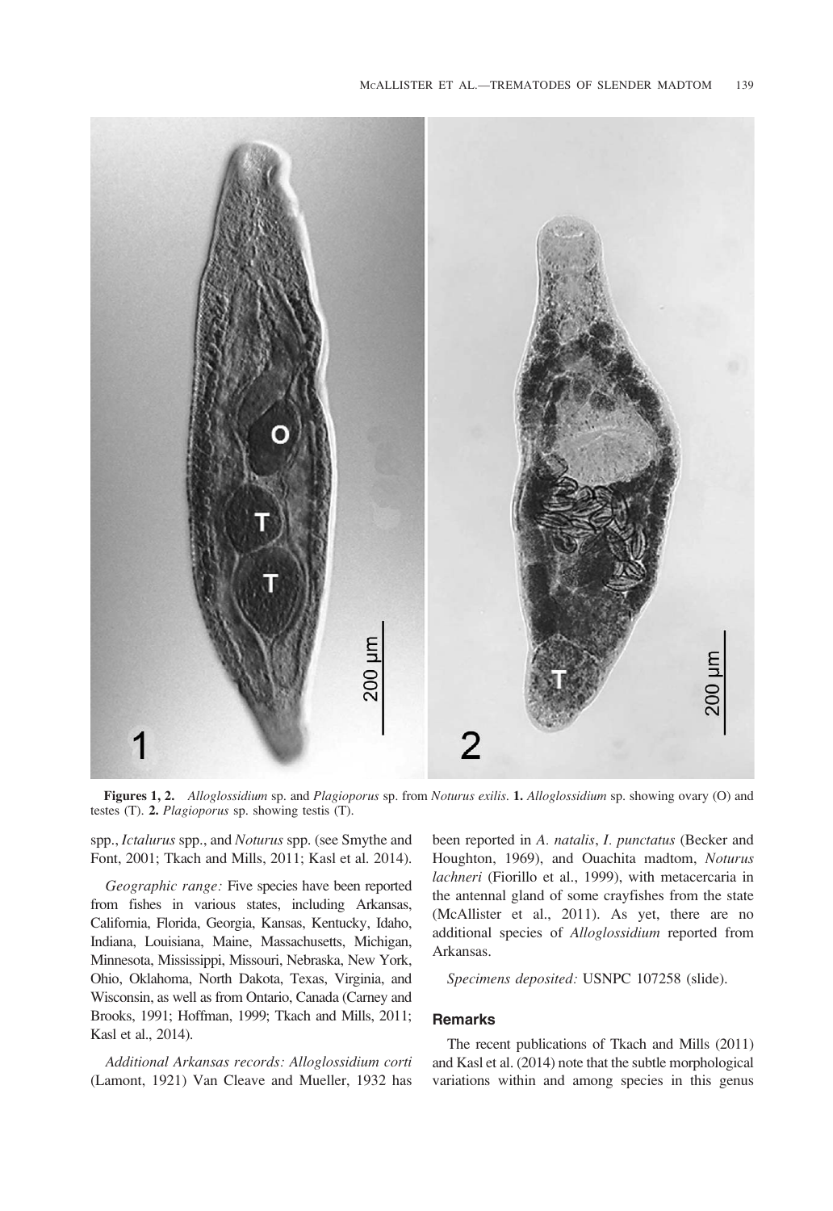**Figures 1, 2.** *Alloglossidium* sp. and *Plagioporus* sp. from *Noturus exilis*. **1.** *Alloglossidium* sp. showing ovary (O) and testes (T). **2.** *Plagioporus* sp. showing testis (T).

spp., *Ictalurus* spp., and *Noturus* spp. (see Smythe and Font, 2001; Tkach and Mills, 2011; Kasl et al. 2014).

*Geographic range:* Five species have been reported from fishes in various states, including Arkansas, California, Florida, Georgia, Kansas, Kentucky, Idaho, Indiana, Louisiana, Maine, Massachusetts, Michigan, Minnesota, Mississippi, Missouri, Nebraska, New York, Ohio, Oklahoma, North Dakota, Texas, Virginia, and Wisconsin, as well as from Ontario, Canada (Carney and Brooks, 1991; Hoffman, 1999; Tkach and Mills, 2011; Kasl et al., 2014).

*Additional Arkansas records: Alloglossidium corti* (Lamont, 1921) Van Cleave and Mueller, 1932 has been reported in *A. natalis*, *I. punctatus* (Becker and Houghton, 1969), and Ouachita madtom, *Noturus lachneri* (Fiorillo et al., 1999), with metacercaria in the antennal gland of some crayfishes from the state (McAllister et al., 2011). As yet, there are no additional species of *Alloglossidium* reported from Arkansas.

*Specimens deposited:* USNPC 107258 (slide).

## Remarks

The recent publications of Tkach and Mills (2011) and Kasl et al. (2014) note that the subtle morphological variations within and among species in this genus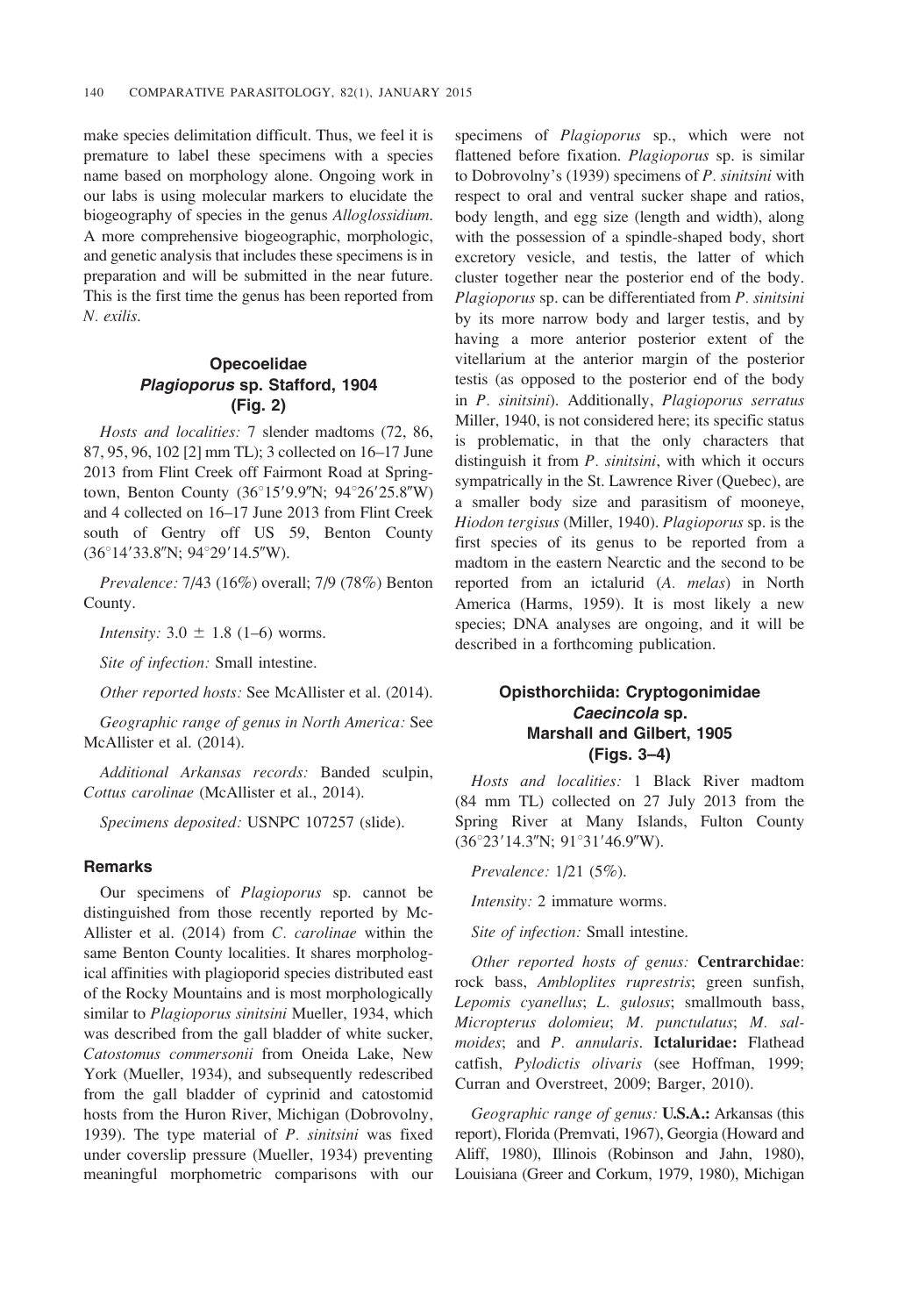make species delimitation difficult. Thus, we feel it is premature to label these specimens with a species name based on morphology alone. Ongoing work in our labs is using molecular markers to elucidate the biogeography of species in the genus *Alloglossidium*. A more comprehensive biogeographic, morphologic, and genetic analysis that includes these specimens is in preparation and will be submitted in the near future. This is the first time the genus has been reported from *N. exilis*.

### Opecoelidae
### *Plagioporus* sp. Stafford, 1904
### (Fig. 2)

*Hosts and localities:* 7 slender madtoms (72, 86, 87, 95, 96, 102 [2] mm TL); 3 collected on 16–17 June 2013 from Flint Creek off Fairmont Road at Springtown, Benton County (36°15′9.9″N; 94°26′25.8″W) and 4 collected on 16–17 June 2013 from Flint Creek south of Gentry off US 59, Benton County (36°14′33.8″N; 94°29′14.5″W).

*Prevalence:* 7/43 (16%) overall; 7/9 (78%) Benton County.

*Intensity:* 3.0 ± 1.8 (1–6) worms.

*Site of infection:* Small intestine.

*Other reported hosts:* See McAllister et al. (2014).

*Geographic range of genus in North America:* See McAllister et al. (2014).

*Additional Arkansas records:* Banded sculpin, *Cottus carolinae* (McAllister et al., 2014).

*Specimens deposited:* USNPC 107257 (slide).

#### Remarks

Our specimens of *Plagioporus* sp. cannot be distinguished from those recently reported by McAllister et al. (2014) from *C. carolinae* within the same Benton County localities. It shares morphological affinities with plagioporid species distributed east of the Rocky Mountains and is most morphologically similar to *Plagioporus sinitsini* Mueller, 1934, which was described from the gall bladder of white sucker, *Catostomus commersonii* from Oneida Lake, New York (Mueller, 1934), and subsequently redescribed from the gall bladder of cyprinid and catostomid hosts from the Huron River, Michigan (Dobrovolny, 1939). The type material of *P. sinitsini* was fixed under coverslip pressure (Mueller, 1934) preventing meaningful morphometric comparisons with our specimens of *Plagioporus* sp., which were not flattened before fixation. *Plagioporus* sp. is similar to Dobrovolny's (1939) specimens of *P. sinitsini* with respect to oral and ventral sucker shape and ratios, body length, and egg size (length and width), along with the possession of a spindle-shaped body, short excretory vesicle, and testis, the latter of which cluster together near the posterior end of the body. *Plagioporus* sp. can be differentiated from *P. sinitsini* by its more narrow body and larger testis, and by having a more anterior posterior extent of the vitellarium at the anterior margin of the posterior testis (as opposed to the posterior end of the body in *P. sinitsini*). Additionally, *Plagioporus serratus* Miller, 1940, is not considered here; its specific status is problematic, in that the only characters that distinguish it from *P. sinitsini*, with which it occurs sympatrically in the St. Lawrence River (Quebec), are a smaller body size and parasitism of mooneye, *Hiodon tergisus* (Miller, 1940). *Plagioporus* sp. is the first species of its genus to be reported from a madtom in the eastern Nearctic and the second to be reported from an ictalurid (*A. melas*) in North America (Harms, 1959). It is most likely a new species; DNA analyses are ongoing, and it will be described in a forthcoming publication.

### Opisthorchiida: Cryptogonimidae
### *Caecincola* sp.
### Marshall and Gilbert, 1905
### (Figs. 3–4)

*Hosts and localities:* 1 Black River madtom (84 mm TL) collected on 27 July 2013 from the Spring River at Many Islands, Fulton County (36°23′14.3″N; 91°31′46.9″W).

*Prevalence:* 1/21 (5%).

*Intensity:* 2 immature worms.

*Site of infection:* Small intestine.

*Other reported hosts of genus:* **Centrarchidae**: rock bass, *Ambloplites ruprestris*; green sunfish, *Lepomis cyanellus*; *L. gulosus*; smallmouth bass, *Micropterus dolomieu*; *M. punctulatus*; *M. salmoides*; and *P. annularis*. **Ictaluridae:** Flathead catfish, *Pylodictis olivaris* (see Hoffman, 1999; Curran and Overstreet, 2009; Barger, 2010).

*Geographic range of genus:* **U.S.A.:** Arkansas (this report), Florida (Premvati, 1967), Georgia (Howard and Aliff, 1980), Illinois (Robinson and Jahn, 1980), Louisiana (Greer and Corkum, 1979, 1980), Michigan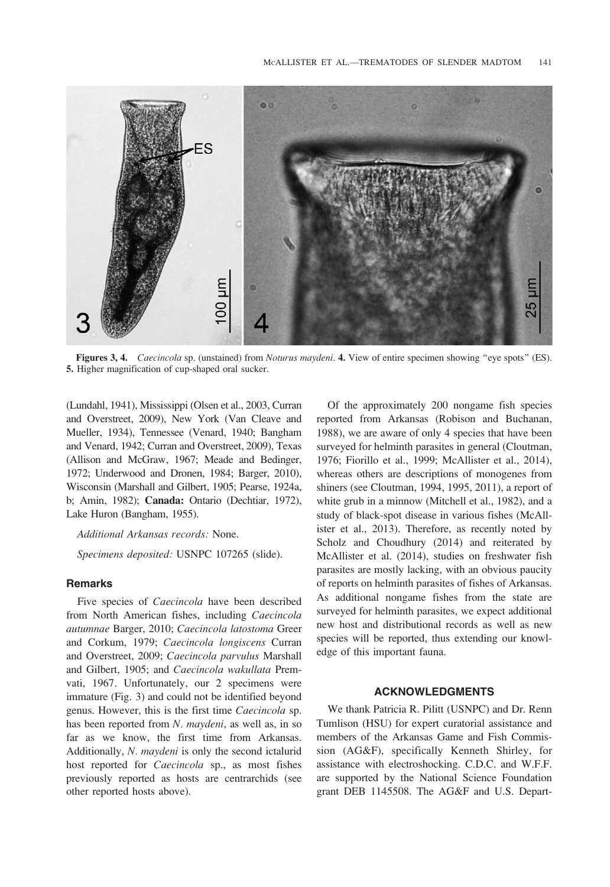**Figures 3, 4.** *Caecincola* sp. (unstained) from *Noturus maydeni*. **4.** View of entire specimen showing "eye spots" (ES). **5.** Higher magnification of cup-shaped oral sucker.

(Lundahl, 1941), Mississippi (Olsen et al., 2003, Curran and Overstreet, 2009), New York (Van Cleave and Mueller, 1934), Tennessee (Venard, 1940; Bangham and Venard, 1942; Curran and Overstreet, 2009), Texas (Allison and McGraw, 1967; Meade and Bedinger, 1972; Underwood and Dronen, 1984; Barger, 2010), Wisconsin (Marshall and Gilbert, 1905; Pearse, 1924a, b; Amin, 1982); **Canada:** Ontario (Dechtiar, 1972), Lake Huron (Bangham, 1955).

*Additional Arkansas records:* None.

*Specimens deposited:* USNPC 107265 (slide).

### Remarks

Five species of *Caecincola* have been described from North American fishes, including *Caecincola autumnae* Barger, 2010; *Caecincola latostoma* Greer and Corkum, 1979; *Caecincola longiscens* Curran and Overstreet, 2009; *Caecincola parvulus* Marshall and Gilbert, 1905; and *Caecincola wakullata* Premvati, 1967. Unfortunately, our 2 specimens were immature (Fig. 3) and could not be identified beyond genus. However, this is the first time *Caecincola* sp. has been reported from *N. maydeni*, as well as, in so far as we know, the first time from Arkansas. Additionally, *N. maydeni* is only the second ictalurid host reported for *Caecincola* sp., as most fishes previously reported as hosts are centrarchids (see other reported hosts above).

Of the approximately 200 nongame fish species reported from Arkansas (Robison and Buchanan, 1988), we are aware of only 4 species that have been surveyed for helminth parasites in general (Cloutman, 1976; Fiorillo et al., 1999; McAllister et al., 2014), whereas others are descriptions of monogenes from shiners (see Cloutman, 1994, 1995, 2011), a report of white grub in a minnow (Mitchell et al., 1982), and a study of black-spot disease in various fishes (McAllister et al., 2013). Therefore, as recently noted by Scholz and Choudhury (2014) and reiterated by McAllister et al. (2014), studies on freshwater fish parasites are mostly lacking, with an obvious paucity of reports on helminth parasites of fishes of Arkansas. As additional nongame fishes from the state are surveyed for helminth parasites, we expect additional new host and distributional records as well as new species will be reported, thus extending our knowledge of this important fauna.

## ACKNOWLEDGMENTS

We thank Patricia R. Pilitt (USNPC) and Dr. Renn Tumlison (HSU) for expert curatorial assistance and members of the Arkansas Game and Fish Commission (AG&F), specifically Kenneth Shirley, for assistance with electroshocking. C.D.C. and W.F.F. are supported by the National Science Foundation grant DEB 1145508. The AG&F and U.S. Depart-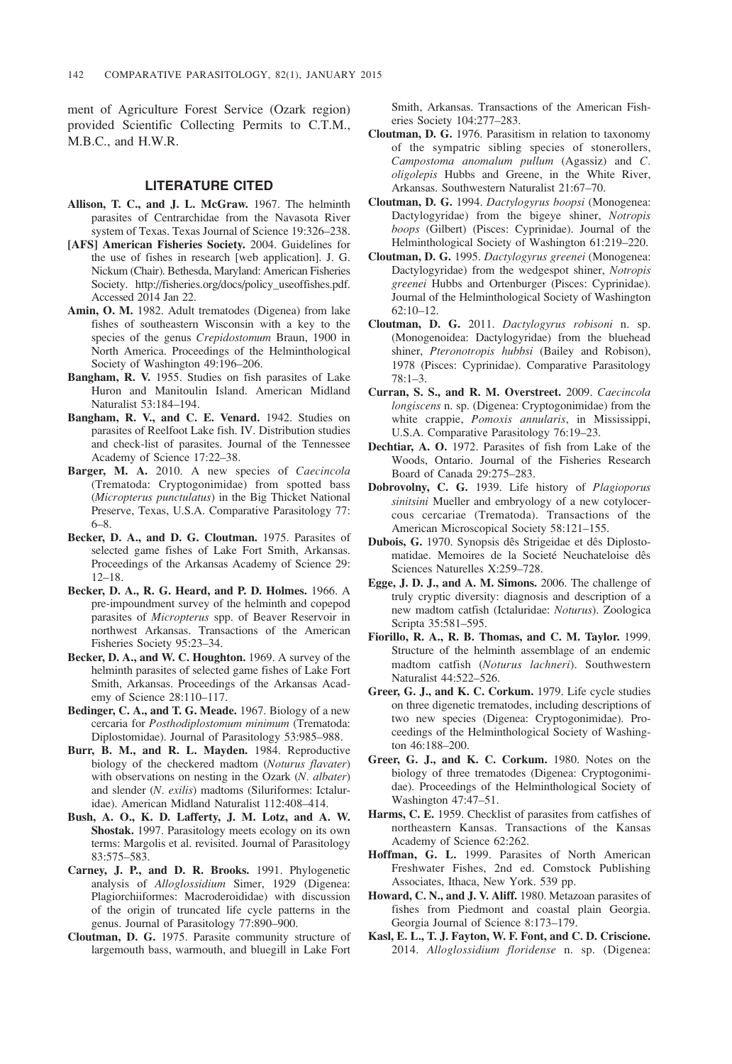ment of Agriculture Forest Service (Ozark region) provided Scientific Collecting Permits to C.T.M., M.B.C., and H.W.R.

## LITERATURE CITED

**Allison, T. C., and J. L. McGraw.** 1967. The helminth parasites of Centrarchidae from the Navasota River system of Texas. Texas Journal of Science 19:326–238.

**[AFS] American Fisheries Society.** 2004. Guidelines for the use of fishes in research [web application]. J. G. Nickum (Chair). Bethesda, Maryland: American Fisheries Society. http://fisheries.org/docs/policy_useoffishes.pdf. Accessed 2014 Jan 22.

**Amin, O. M.** 1982. Adult trematodes (Digenea) from lake fishes of southeastern Wisconsin with a key to the species of the genus *Crepidostomum* Braun, 1900 in North America. Proceedings of the Helminthological Society of Washington 49:196–206.

**Bangham, R. V.** 1955. Studies on fish parasites of Lake Huron and Manitoulin Island. American Midland Naturalist 53:184–194.

**Bangham, R. V., and C. E. Venard.** 1942. Studies on parasites of Reelfoot Lake fish. IV. Distribution studies and check-list of parasites. Journal of the Tennessee Academy of Science 17:22–38.

**Barger, M. A.** 2010. A new species of *Caecincola* (Trematoda: Cryptogonimidae) from spotted bass (*Micropterus punctulatus*) in the Big Thicket National Preserve, Texas, U.S.A. Comparative Parasitology 77: 6–8.

**Becker, D. A., and D. G. Cloutman.** 1975. Parasites of selected game fishes of Lake Fort Smith, Arkansas. Proceedings of the Arkansas Academy of Science 29: 12–18.

**Becker, D. A., R. G. Heard, and P. D. Holmes.** 1966. A pre-impoundment survey of the helminth and copepod parasites of *Micropterus* spp. of Beaver Reservoir in northwest Arkansas. Transactions of the American Fisheries Society 95:23–34.

**Becker, D. A., and W. C. Houghton.** 1969. A survey of the helminth parasites of selected game fishes of Lake Fort Smith, Arkansas. Proceedings of the Arkansas Academy of Science 28:110–117.

**Bedinger, C. A., and T. G. Meade.** 1967. Biology of a new cercaria for *Posthodiplostomum minimum* (Trematoda: Diplostomidae). Journal of Parasitology 53:985–988.

**Burr, B. M., and R. L. Mayden.** 1984. Reproductive biology of the checkered madtom (*Noturus flavater*) with observations on nesting in the Ozark (*N. albater*) and slender (*N. exilis*) madtoms (Siluriformes: Ictaluridae). American Midland Naturalist 112:408–414.

**Bush, A. O., K. D. Lafferty, J. M. Lotz, and A. W. Shostak.** 1997. Parasitology meets ecology on its own terms: Margolis et al. revisited. Journal of Parasitology 83:575–583.

**Carney, J. P., and D. R. Brooks.** 1991. Phylogenetic analysis of *Alloglossidium* Simer, 1929 (Digenea: Plagiorchiiformes: Macroderoididae) with discussion of the origin of truncated life cycle patterns in the genus. Journal of Parasitology 77:890–900.

**Cloutman, D. G.** 1975. Parasite community structure of largemouth bass, warmouth, and bluegill in Lake Fort Smith, Arkansas. Transactions of the American Fisheries Society 104:277–283.

**Cloutman, D. G.** 1976. Parasitism in relation to taxonomy of the sympatric sibling species of stonerollers, *Campostoma anomalum pullum* (Agassiz) and *C. oligolepis* Hubbs and Greene, in the White River, Arkansas. Southwestern Naturalist 21:67–70.

**Cloutman, D. G.** 1994. *Dactylogyrus boopsi* (Monogenea: Dactylogyridae) from the bigeye shiner, *Notropis boops* (Gilbert) (Pisces: Cyprinidae). Journal of the Helminthological Society of Washington 61:219–220.

**Cloutman, D. G.** 1995. *Dactylogyrus greenei* (Monogenea: Dactylogyridae) from the wedgespot shiner, *Notropis greenei* Hubbs and Ortenburger (Pisces: Cyprinidae). Journal of the Helminthological Society of Washington 62:10–12.

**Cloutman, D. G.** 2011. *Dactylogyrus robisoni* n. sp. (Monogenoidea: Dactylogyridae) from the bluehead shiner, *Pteronotropis hubbsi* (Bailey and Robison), 1978 (Pisces: Cyprinidae). Comparative Parasitology 78:1–3.

**Curran, S. S., and R. M. Overstreet.** 2009. *Caecincola longiscens* n. sp. (Digenea: Cryptogonimidae) from the white crappie, *Pomoxis annularis*, in Mississippi, U.S.A. Comparative Parasitology 76:19–23.

**Dechtiar, A. O.** 1972. Parasites of fish from Lake of the Woods, Ontario. Journal of the Fisheries Research Board of Canada 29:275–283.

**Dobrovolny, C. G.** 1939. Life history of *Plagioporus sinitsini* Mueller and embryology of a new cotylocercous cercariae (Trematoda). Transactions of the American Microscopical Society 58:121–155.

**Dubois, G.** 1970. Synopsis dês Strigeidae et dês Diplostomatidae. Memoires de la Societé Neuchateloise dês Sciences Naturelles X:259–728.

**Egge, J. D. J., and A. M. Simons.** 2006. The challenge of truly cryptic diversity: diagnosis and description of a new madtom catfish (Ictaluridae: *Noturus*). Zoologica Scripta 35:581–595.

**Fiorillo, R. A., R. B. Thomas, and C. M. Taylor.** 1999. Structure of the helminth assemblage of an endemic madtom catfish (*Noturus lachneri*). Southwestern Naturalist 44:522–526.

**Greer, G. J., and K. C. Corkum.** 1979. Life cycle studies on three digenetic trematodes, including descriptions of two new species (Digenea: Cryptogonimidae). Proceedings of the Helminthological Society of Washington 46:188–200.

**Greer, G. J., and K. C. Corkum.** 1980. Notes on the biology of three trematodes (Digenea: Cryptogonimidae). Proceedings of the Helminthological Society of Washington 47:47–51.

**Harms, C. E.** 1959. Checklist of parasites from catfishes of northeastern Kansas. Transactions of the Kansas Academy of Science 62:262.

**Hoffman, G. L.** 1999. Parasites of North American Freshwater Fishes, 2nd ed. Comstock Publishing Associates, Ithaca, New York. 539 pp.

**Howard, C. N., and J. V. Aliff.** 1980. Metazoan parasites of fishes from Piedmont and coastal plain Georgia. Georgia Journal of Science 8:173–179.

**Kasl, E. L., T. J. Fayton, W. F. Font, and C. D. Criscione.** 2014. *Alloglossidium floridense* n. sp. (Digenea: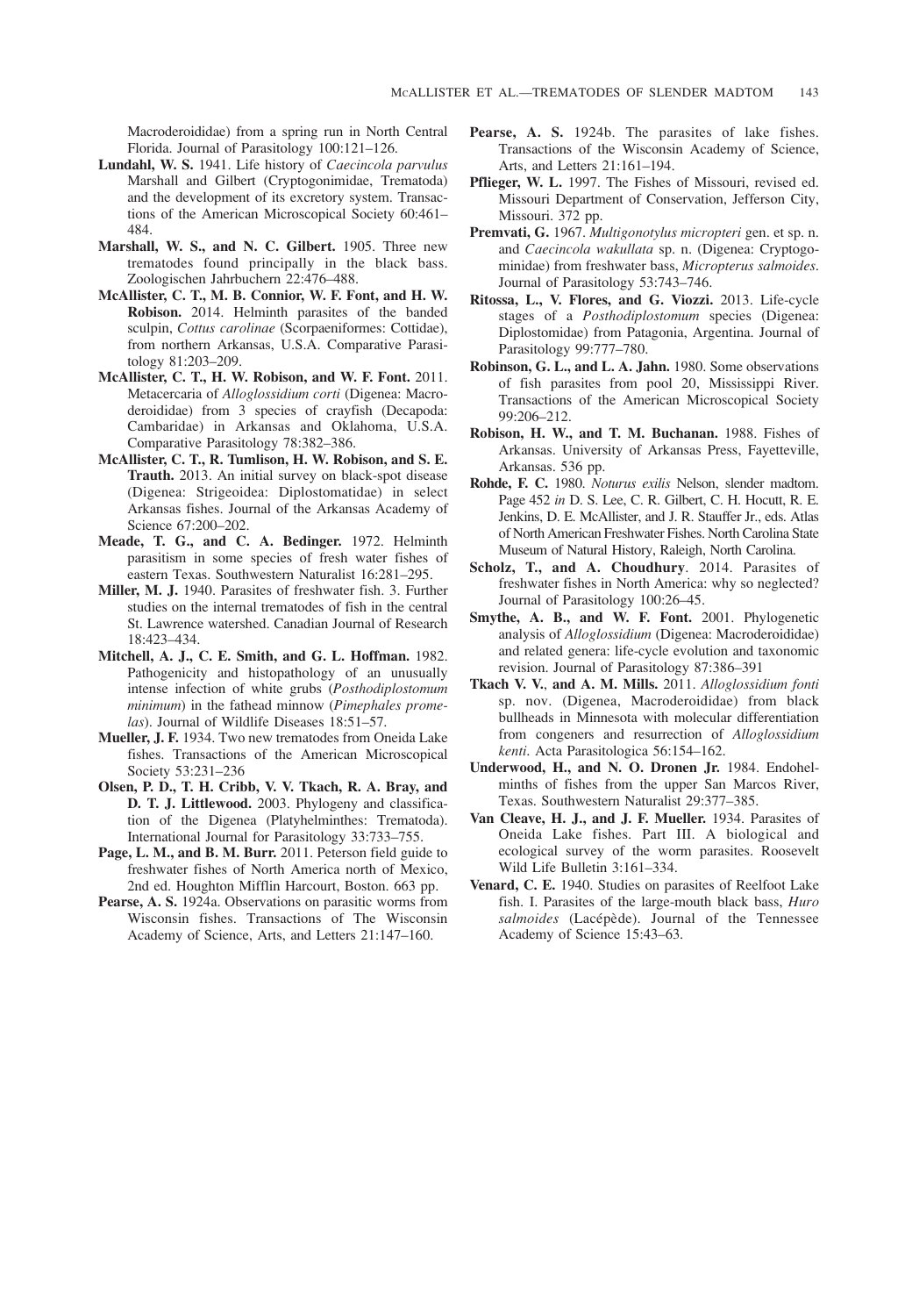Macroderoididae) from a spring run in North Central Florida. Journal of Parasitology 100:121–126.

**Lundahl, W. S.** 1941. Life history of *Caecincola parvulus* Marshall and Gilbert (Cryptogonimidae, Trematoda) and the development of its excretory system. Transactions of the American Microscopical Society 60:461–484.

**Marshall, W. S., and N. C. Gilbert.** 1905. Three new trematodes found principally in the black bass. Zoologischen Jahrbuchern 22:476–488.

**McAllister, C. T., M. B. Connior, W. F. Font, and H. W. Robison.** 2014. Helminth parasites of the banded sculpin, *Cottus carolinae* (Scorpaeniformes: Cottidae), from northern Arkansas, U.S.A. Comparative Parasitology 81:203–209.

**McAllister, C. T., H. W. Robison, and W. F. Font.** 2011. Metacercaria of *Alloglossidium corti* (Digenea: Macroderoididae) from 3 species of crayfish (Decapoda: Cambaridae) in Arkansas and Oklahoma, U.S.A. Comparative Parasitology 78:382–386.

**McAllister, C. T., R. Tumlison, H. W. Robison, and S. E. Trauth.** 2013. An initial survey on black-spot disease (Digenea: Strigeoidea: Diplostomatidae) in select Arkansas fishes. Journal of the Arkansas Academy of Science 67:200–202.

**Meade, T. G., and C. A. Bedinger.** 1972. Helminth parasitism in some species of fresh water fishes of eastern Texas. Southwestern Naturalist 16:281–295.

**Miller, M. J.** 1940. Parasites of freshwater fish. 3. Further studies on the internal trematodes of fish in the central St. Lawrence watershed. Canadian Journal of Research 18:423–434.

**Mitchell, A. J., C. E. Smith, and G. L. Hoffman.** 1982. Pathogenicity and histopathology of an unusually intense infection of white grubs (*Posthodiplostomum minimum*) in the fathead minnow (*Pimephales promelas*). Journal of Wildlife Diseases 18:51–57.

**Mueller, J. F.** 1934. Two new trematodes from Oneida Lake fishes. Transactions of the American Microscopical Society 53:231–236

**Olsen, P. D., T. H. Cribb, V. V. Tkach, R. A. Bray, and D. T. J. Littlewood.** 2003. Phylogeny and classification of the Digenea (Platyhelminthes: Trematoda). International Journal for Parasitology 33:733–755.

**Page, L. M., and B. M. Burr.** 2011. Peterson field guide to freshwater fishes of North America north of Mexico, 2nd ed. Houghton Mifflin Harcourt, Boston. 663 pp.

**Pearse, A. S.** 1924a. Observations on parasitic worms from Wisconsin fishes. Transactions of The Wisconsin Academy of Science, Arts, and Letters 21:147–160.

**Pearse, A. S.** 1924b. The parasites of lake fishes. Transactions of the Wisconsin Academy of Science, Arts, and Letters 21:161–194.

**Pflieger, W. L.** 1997. The Fishes of Missouri, revised ed. Missouri Department of Conservation, Jefferson City, Missouri. 372 pp.

**Premvati, G.** 1967. *Multigonotylus micropteri* gen. et sp. n. and *Caecincola wakullata* sp. n. (Digenea: Cryptogonimidae) from freshwater bass, *Micropterus salmoides*. Journal of Parasitology 53:743–746.

**Ritossa, L., V. Flores, and G. Viozzi.** 2013. Life-cycle stages of a *Posthodiplostomum* species (Digenea: Diplostomidae) from Patagonia, Argentina. Journal of Parasitology 99:777–780.

**Robinson, G. L., and L. A. Jahn.** 1980. Some observations of fish parasites from pool 20, Mississippi River. Transactions of the American Microscopical Society 99:206–212.

**Robison, H. W., and T. M. Buchanan.** 1988. Fishes of Arkansas. University of Arkansas Press, Fayetteville, Arkansas. 536 pp.

**Rohde, F. C.** 1980. *Noturus exilis* Nelson, slender madtom. Page 452 *in* D. S. Lee, C. R. Gilbert, C. H. Hocutt, R. E. Jenkins, D. E. McAllister, and J. R. Stauffer Jr., eds. Atlas of North American Freshwater Fishes. North Carolina State Museum of Natural History, Raleigh, North Carolina.

**Scholz, T., and A. Choudhury**. 2014. Parasites of freshwater fishes in North America: why so neglected? Journal of Parasitology 100:26–45.

**Smythe, A. B., and W. F. Font.** 2001. Phylogenetic analysis of *Alloglossidium* (Digenea: Macroderoididae) and related genera: life-cycle evolution and taxonomic revision. Journal of Parasitology 87:386–391

**Tkach V. V., and A. M. Mills.** 2011. *Alloglossidium fonti* sp. nov. (Digenea, Macroderoididae) from black bullheads in Minnesota with molecular differentiation from congeners and resurrection of *Alloglossidium kenti*. Acta Parasitologica 56:154–162.

**Underwood, H., and N. O. Dronen Jr.** 1984. Endohelminths of fishes from the upper San Marcos River, Texas. Southwestern Naturalist 29:377–385.

**Van Cleave, H. J., and J. F. Mueller.** 1934. Parasites of Oneida Lake fishes. Part III. A biological and ecological survey of the worm parasites. Roosevelt Wild Life Bulletin 3:161–334.

**Venard, C. E.** 1940. Studies on parasites of Reelfoot Lake fish. I. Parasites of the large-mouth black bass, *Huro salmoides* (Lacépède). Journal of the Tennessee Academy of Science 15:43–63.